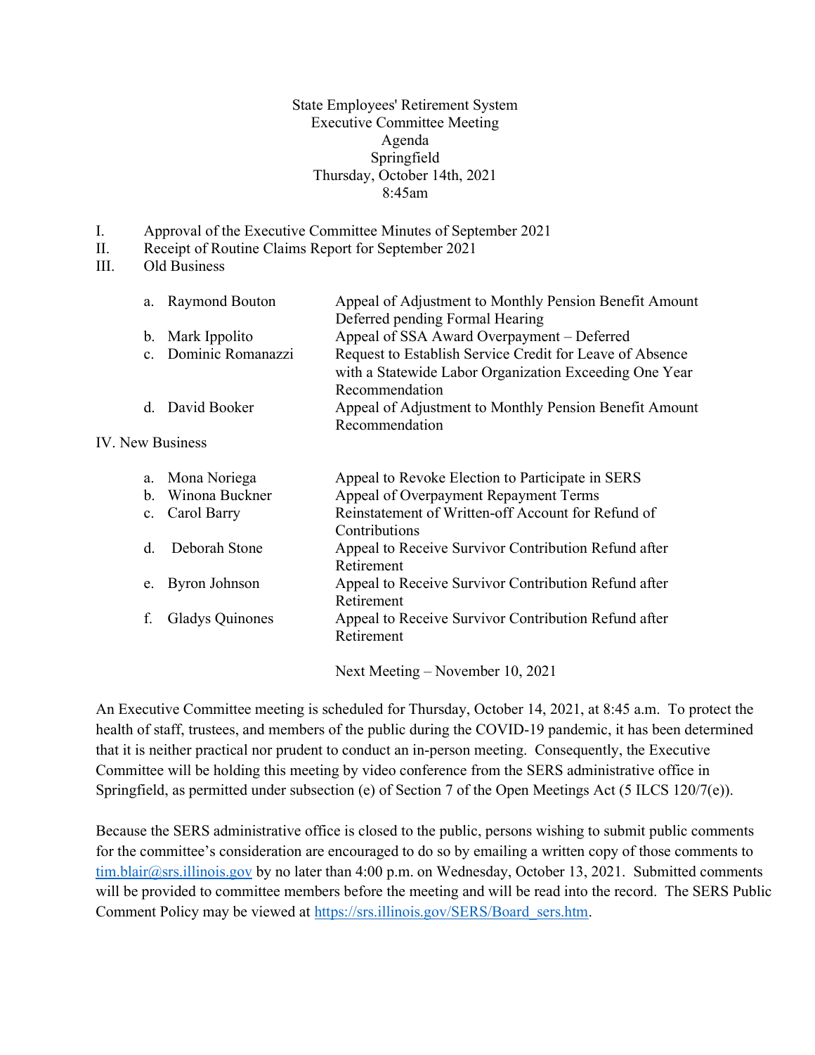State Employees' Retirement System
Executive Committee Meeting
Agenda
Springfield
Thursday, October 14th, 2021
8:45am

I. Approval of the Executive Committee Minutes of September 2021

II. Receipt of Routine Claims Report for September 2021

III. Old Business

| | |
|---|---|
| a. Raymond Bouton | Appeal of Adjustment to Monthly Pension Benefit Amount Deferred pending Formal Hearing |
| b. Mark Ippolito | Appeal of SSA Award Overpayment – Deferred |
| c. Dominic Romanazzi | Request to Establish Service Credit for Leave of Absence with a Statewide Labor Organization Exceeding One Year Recommendation |
| d. David Booker | Appeal of Adjustment to Monthly Pension Benefit Amount Recommendation |

IV. New Business

| | |
|---|---|
| a. Mona Noriega | Appeal to Revoke Election to Participate in SERS |
| b. Winona Buckner | Appeal of Overpayment Repayment Terms |
| c. Carol Barry | Reinstatement of Written-off Account for Refund of Contributions |
| d. Deborah Stone | Appeal to Receive Survivor Contribution Refund after Retirement |
| e. Byron Johnson | Appeal to Receive Survivor Contribution Refund after Retirement |
| f. Gladys Quinones | Appeal to Receive Survivor Contribution Refund after Retirement |

Next Meeting – November 10, 2021

An Executive Committee meeting is scheduled for Thursday, October 14, 2021, at 8:45 a.m. To protect the health of staff, trustees, and members of the public during the COVID-19 pandemic, it has been determined that it is neither practical nor prudent to conduct an in-person meeting. Consequently, the Executive Committee will be holding this meeting by video conference from the SERS administrative office in Springfield, as permitted under subsection (e) of Section 7 of the Open Meetings Act (5 ILCS 120/7(e)).

Because the SERS administrative office is closed to the public, persons wishing to submit public comments for the committee's consideration are encouraged to do so by emailing a written copy of those comments to tim.blair@srs.illinois.gov by no later than 4:00 p.m. on Wednesday, October 13, 2021. Submitted comments will be provided to committee members before the meeting and will be read into the record. The SERS Public Comment Policy may be viewed at https://srs.illinois.gov/SERS/Board_sers.htm.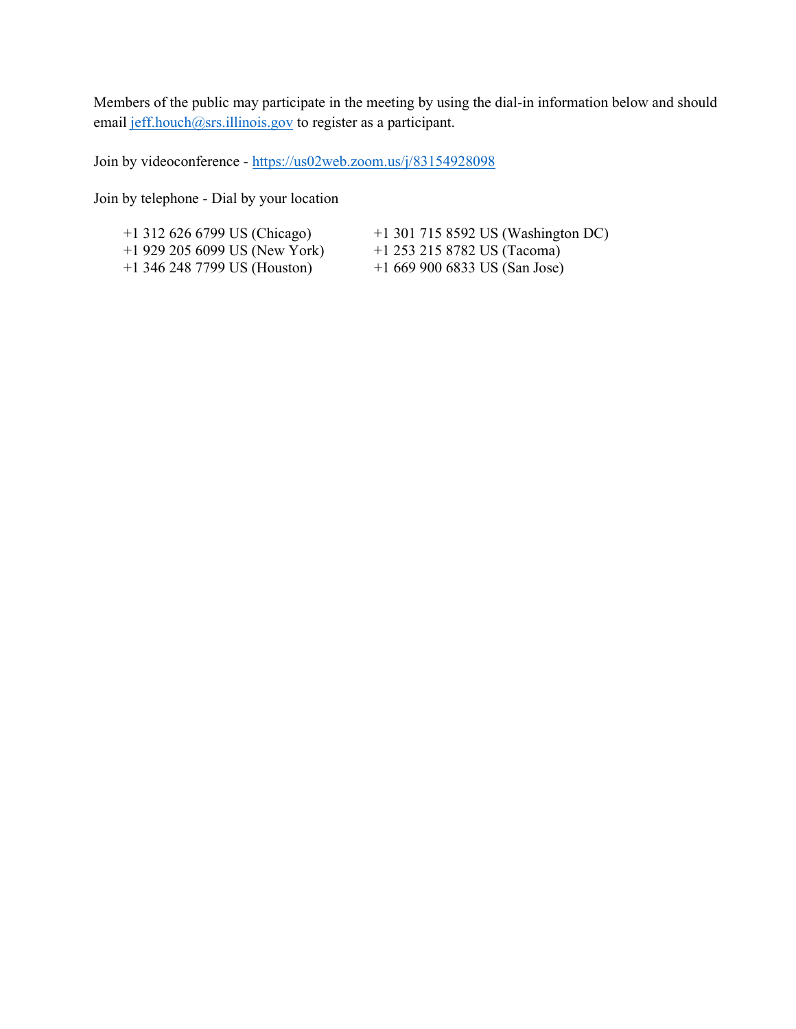Members of the public may participate in the meeting by using the dial-in information below and should email jeff.houch@srs.illinois.gov to register as a participant.

Join by videoconference - https://us02web.zoom.us/j/83154928098

Join by telephone - Dial by your location

+1 312 626 6799 US (Chicago)
+1 929 205 6099 US (New York)
+1 346 248 7799 US (Houston)
+1 301 715 8592 US (Washington DC)
+1 253 215 8782 US (Tacoma)
+1 669 900 6833 US (San Jose)